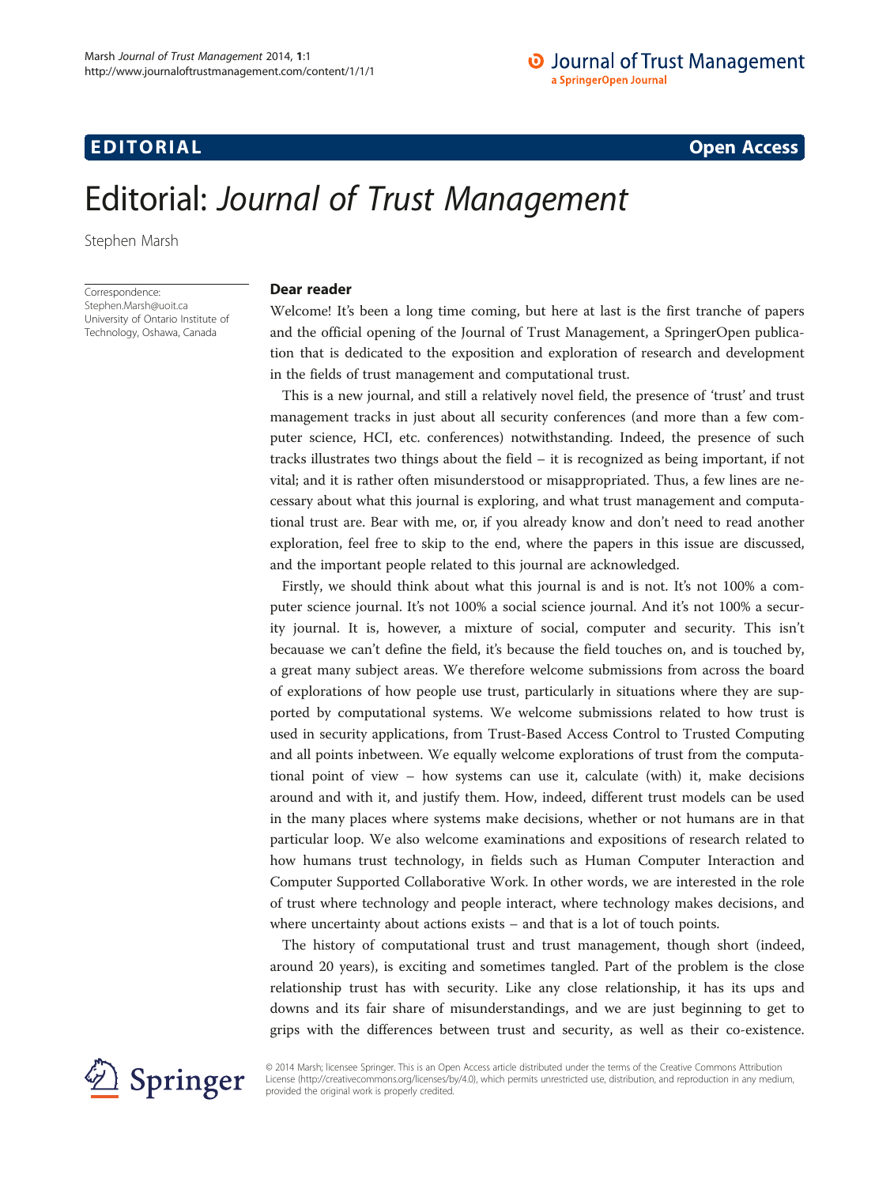**EDITORIAL** **Open Access**

# Editorial: *Journal of Trust Management*

Stephen Marsh

Correspondence: Stephen.Marsh@uoit.ca
University of Ontario Institute of Technology, Oshawa, Canada

## Dear reader

Welcome! It's been a long time coming, but here at last is the first tranche of papers and the official opening of the Journal of Trust Management, a SpringerOpen publication that is dedicated to the exposition and exploration of research and development in the fields of trust management and computational trust.

This is a new journal, and still a relatively novel field, the presence of 'trust' and trust management tracks in just about all security conferences (and more than a few computer science, HCI, etc. conferences) notwithstanding. Indeed, the presence of such tracks illustrates two things about the field – it is recognized as being important, if not vital; and it is rather often misunderstood or misappropriated. Thus, a few lines are necessary about what this journal is exploring, and what trust management and computational trust are. Bear with me, or, if you already know and don't need to read another exploration, feel free to skip to the end, where the papers in this issue are discussed, and the important people related to this journal are acknowledged.

Firstly, we should think about what this journal is and is not. It's not 100% a computer science journal. It's not 100% a social science journal. And it's not 100% a security journal. It is, however, a mixture of social, computer and security. This isn't becauase we can't define the field, it's because the field touches on, and is touched by, a great many subject areas. We therefore welcome submissions from across the board of explorations of how people use trust, particularly in situations where they are supported by computational systems. We welcome submissions related to how trust is used in security applications, from Trust-Based Access Control to Trusted Computing and all points inbetween. We equally welcome explorations of trust from the computational point of view – how systems can use it, calculate (with) it, make decisions around and with it, and justify them. How, indeed, different trust models can be used in the many places where systems make decisions, whether or not humans are in that particular loop. We also welcome examinations and expositions of research related to how humans trust technology, in fields such as Human Computer Interaction and Computer Supported Collaborative Work. In other words, we are interested in the role of trust where technology and people interact, where technology makes decisions, and where uncertainty about actions exists – and that is a lot of touch points.

The history of computational trust and trust management, though short (indeed, around 20 years), is exciting and sometimes tangled. Part of the problem is the close relationship trust has with security. Like any close relationship, it has its ups and downs and its fair share of misunderstandings, and we are just beginning to get to grips with the differences between trust and security, as well as their co-existence.

© 2014 Marsh; licensee Springer. This is an Open Access article distributed under the terms of the Creative Commons Attribution License (http://creativecommons.org/licenses/by/4.0), which permits unrestricted use, distribution, and reproduction in any medium, provided the original work is properly credited.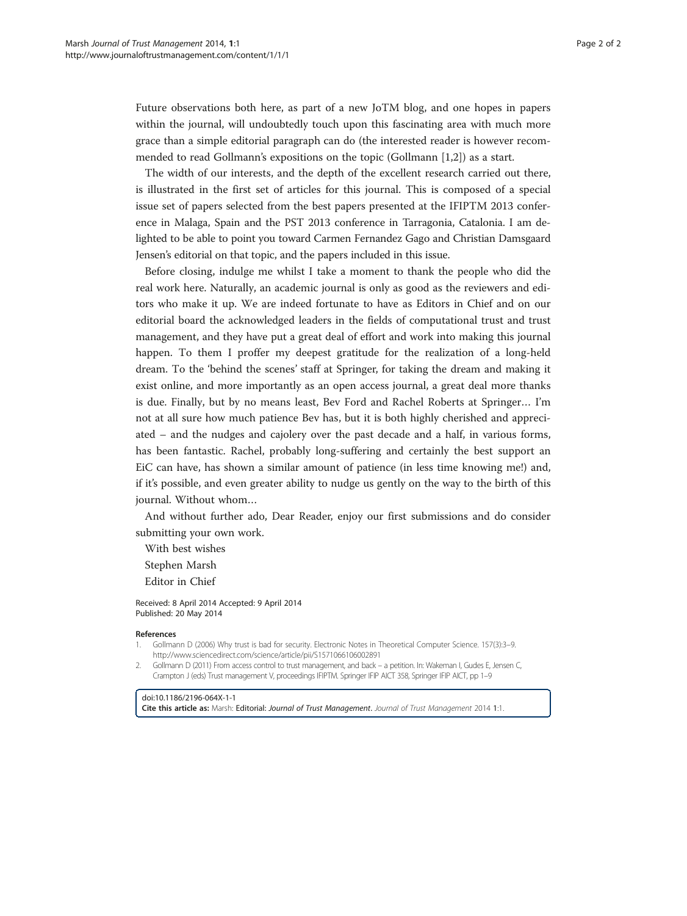Future observations both here, as part of a new JoTM blog, and one hopes in papers within the journal, will undoubtedly touch upon this fascinating area with much more grace than a simple editorial paragraph can do (the interested reader is however recommended to read Gollmann's expositions on the topic (Gollmann [1,2]) as a start.

The width of our interests, and the depth of the excellent research carried out there, is illustrated in the first set of articles for this journal. This is composed of a special issue set of papers selected from the best papers presented at the IFIPTM 2013 conference in Malaga, Spain and the PST 2013 conference in Tarragonia, Catalonia. I am delighted to be able to point you toward Carmen Fernandez Gago and Christian Damsgaard Jensen's editorial on that topic, and the papers included in this issue.

Before closing, indulge me whilst I take a moment to thank the people who did the real work here. Naturally, an academic journal is only as good as the reviewers and editors who make it up. We are indeed fortunate to have as Editors in Chief and on our editorial board the acknowledged leaders in the fields of computational trust and trust management, and they have put a great deal of effort and work into making this journal happen. To them I proffer my deepest gratitude for the realization of a long-held dream. To the 'behind the scenes' staff at Springer, for taking the dream and making it exist online, and more importantly as an open access journal, a great deal more thanks is due. Finally, but by no means least, Bev Ford and Rachel Roberts at Springer… I'm not at all sure how much patience Bev has, but it is both highly cherished and appreciated – and the nudges and cajolery over the past decade and a half, in various forms, has been fantastic. Rachel, probably long-suffering and certainly the best support an EiC can have, has shown a similar amount of patience (in less time knowing me!) and, if it's possible, and even greater ability to nudge us gently on the way to the birth of this journal. Without whom…

And without further ado, Dear Reader, enjoy our first submissions and do consider submitting your own work.

With best wishes

Stephen Marsh

Editor in Chief

Received: 8 April 2014 Accepted: 9 April 2014
Published: 20 May 2014

## References

1. Gollmann D (2006) Why trust is bad for security. Electronic Notes in Theoretical Computer Science. 157(3):3–9. http://www.sciencedirect.com/science/article/pii/S1571066106002891
2. Gollmann D (2011) From access control to trust management, and back – a petition. In: Wakeman I, Gudes E, Jensen C, Crampton J (eds) Trust management V, proceedings IFIPTM. Springer IFIP AICT 358, Springer IFIP AICT, pp 1–9

doi:10.1186/2196-064X-1-1
**Cite this article as:** Marsh: Editorial: *Journal of Trust Management*. *Journal of Trust Management* 2014 **1**:1.